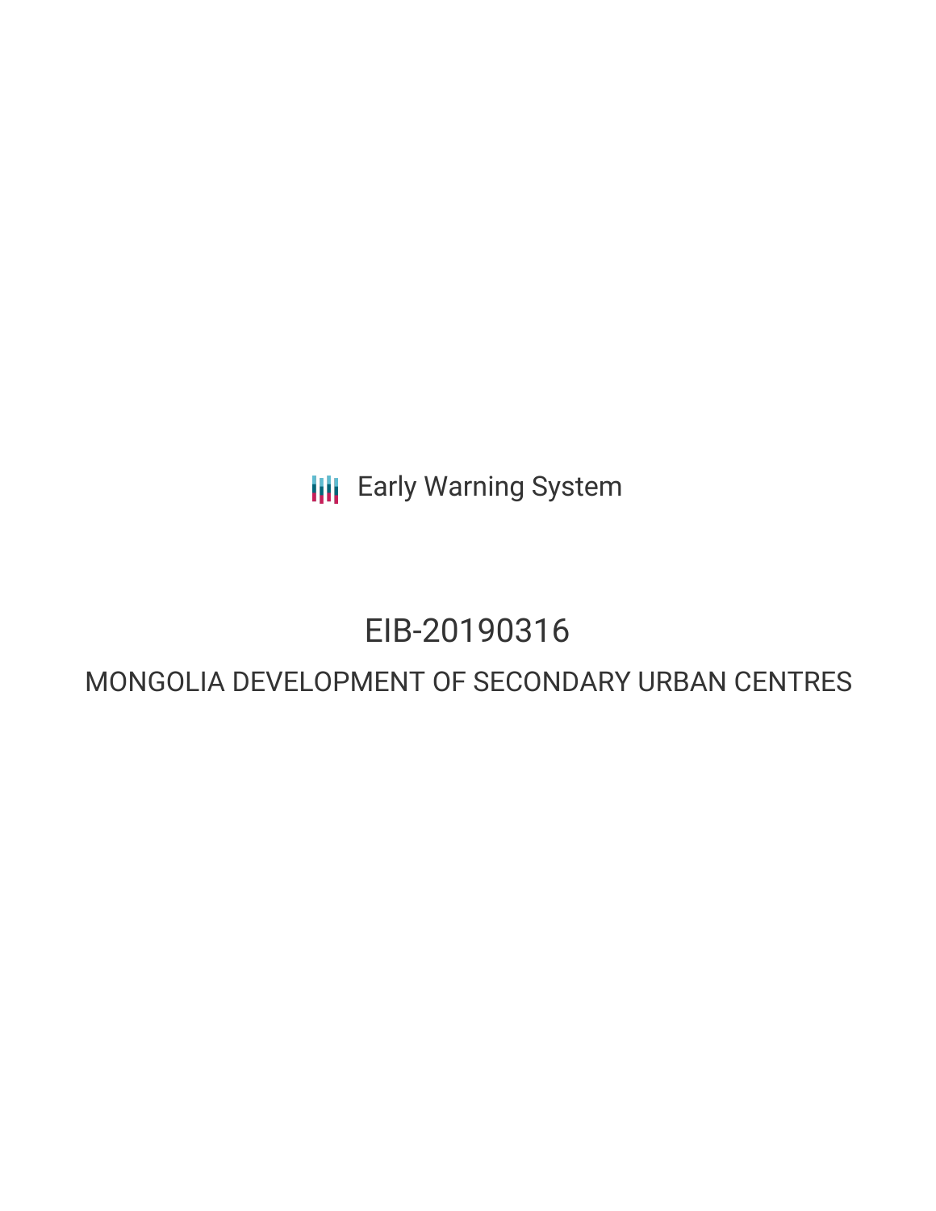Early Warning System

# EIB-20190316

## MONGOLIA DEVELOPMENT OF SECONDARY URBAN CENTRES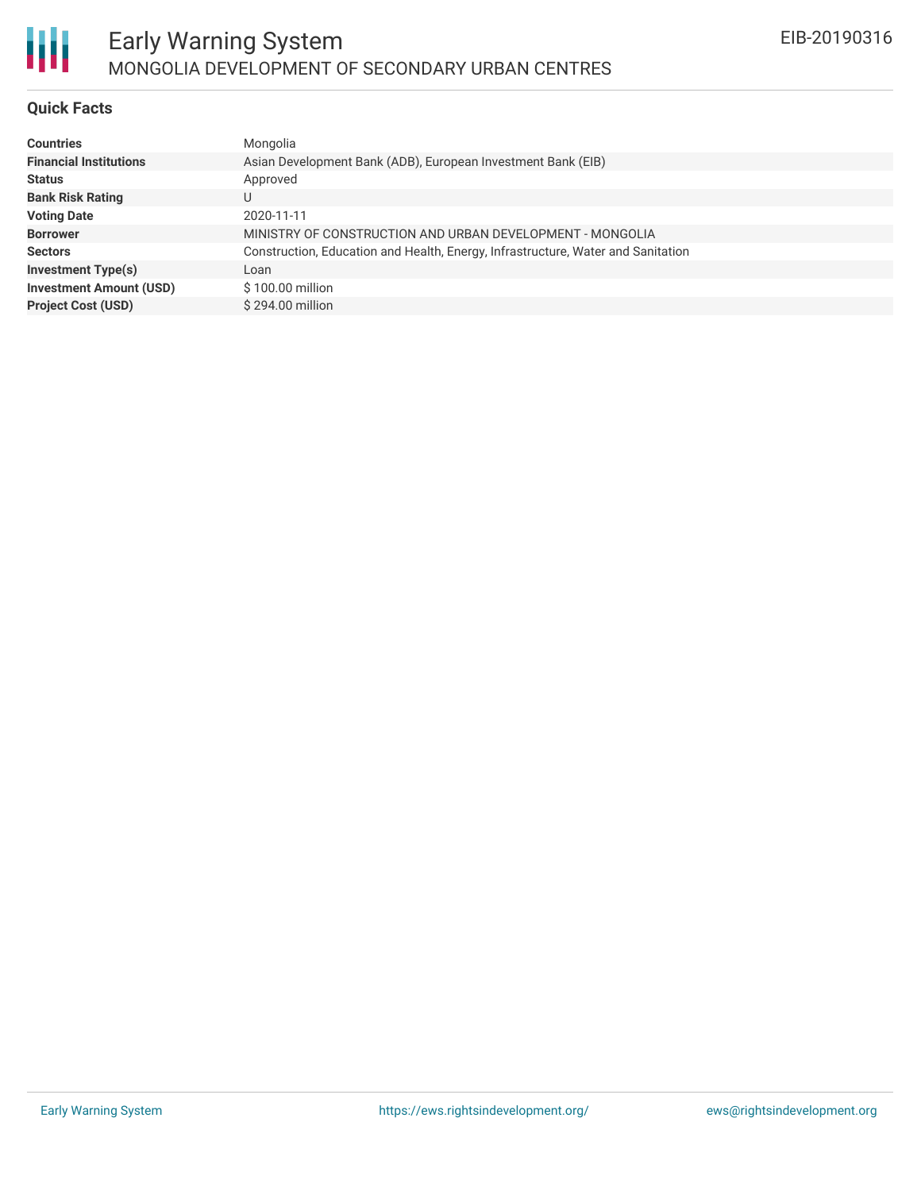## Quick Facts

| | |
|---|---|
| **Countries** | Mongolia |
| **Financial Institutions** | Asian Development Bank (ADB), European Investment Bank (EIB) |
| **Status** | Approved |
| **Bank Risk Rating** | U |
| **Voting Date** | 2020-11-11 |
| **Borrower** | MINISTRY OF CONSTRUCTION AND URBAN DEVELOPMENT - MONGOLIA |
| **Sectors** | Construction, Education and Health, Energy, Infrastructure, Water and Sanitation |
| **Investment Type(s)** | Loan |
| **Investment Amount (USD)** | $ 100.00 million |
| **Project Cost (USD)** | $ 294.00 million |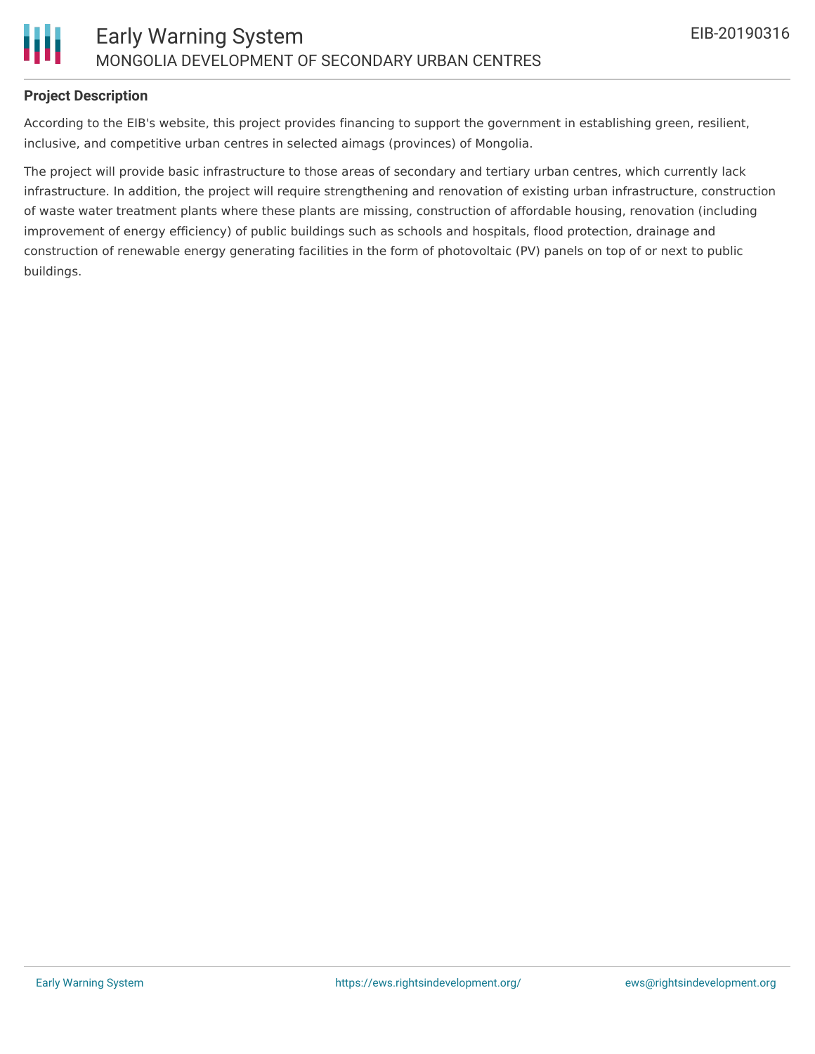## Project Description

According to the EIB's website, this project provides financing to support the government in establishing green, resilient, inclusive, and competitive urban centres in selected aimags (provinces) of Mongolia.

The project will provide basic infrastructure to those areas of secondary and tertiary urban centres, which currently lack infrastructure. In addition, the project will require strengthening and renovation of existing urban infrastructure, construction of waste water treatment plants where these plants are missing, construction of affordable housing, renovation (including improvement of energy efficiency) of public buildings such as schools and hospitals, flood protection, drainage and construction of renewable energy generating facilities in the form of photovoltaic (PV) panels on top of or next to public buildings.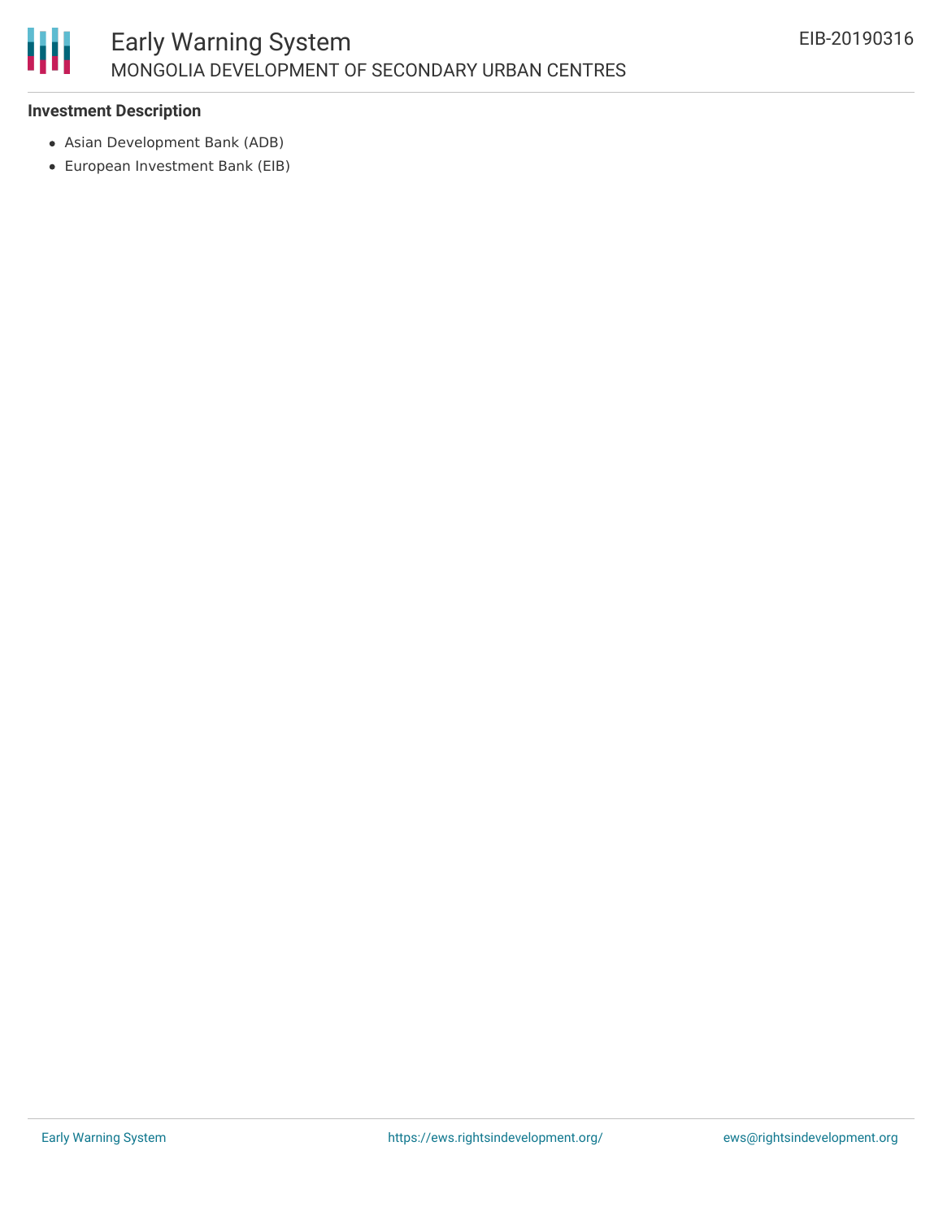**Investment Description**

- Asian Development Bank (ADB)
- European Investment Bank (EIB)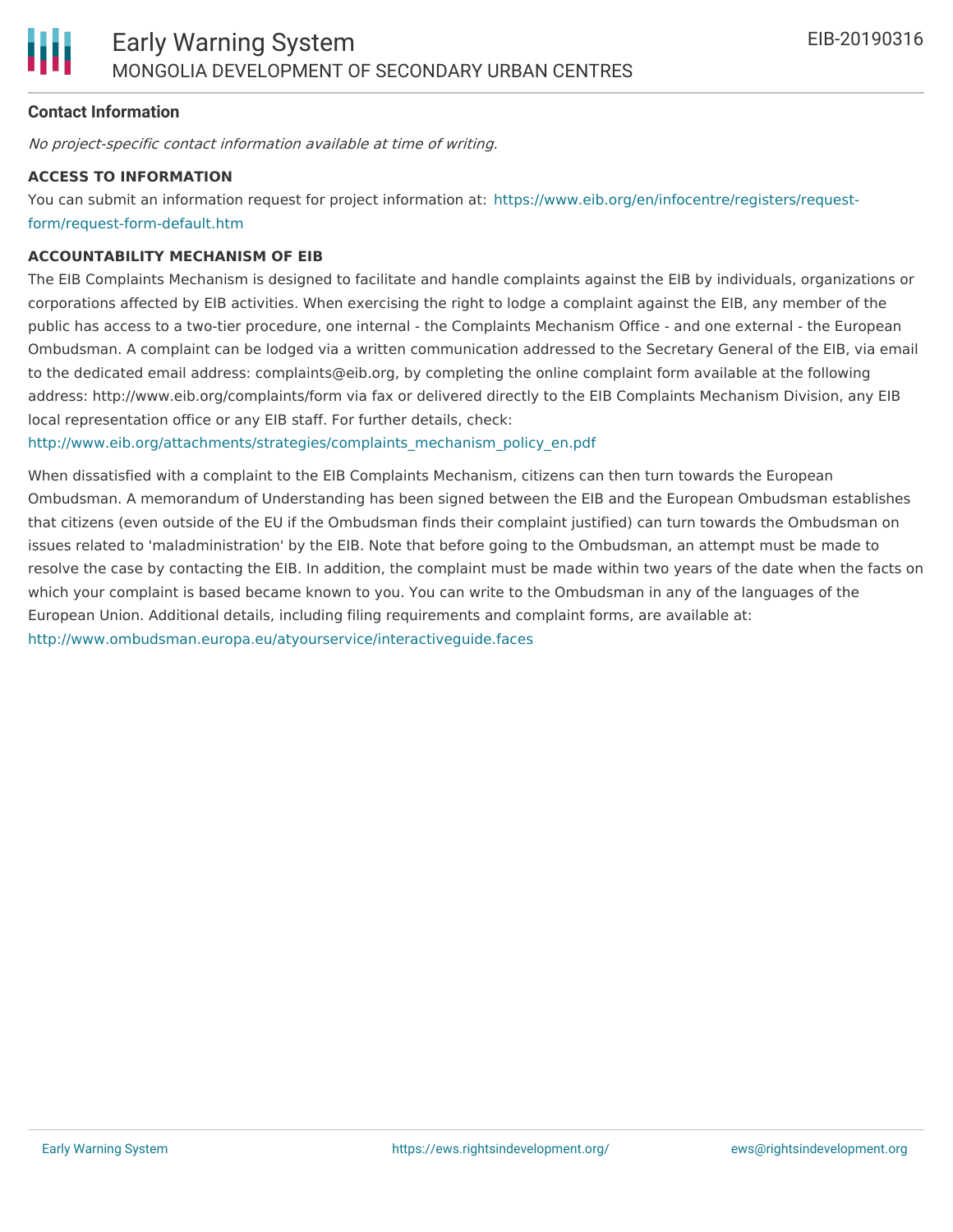**Contact Information**

*No project-specific contact information available at time of writing.*

**ACCESS TO INFORMATION**

You can submit an information request for project information at: https://www.eib.org/en/infocentre/registers/request-form/request-form-default.htm

**ACCOUNTABILITY MECHANISM OF EIB**

The EIB Complaints Mechanism is designed to facilitate and handle complaints against the EIB by individuals, organizations or corporations affected by EIB activities. When exercising the right to lodge a complaint against the EIB, any member of the public has access to a two-tier procedure, one internal - the Complaints Mechanism Office - and one external - the European Ombudsman. A complaint can be lodged via a written communication addressed to the Secretary General of the EIB, via email to the dedicated email address: complaints@eib.org, by completing the online complaint form available at the following address: http://www.eib.org/complaints/form via fax or delivered directly to the EIB Complaints Mechanism Division, any EIB local representation office or any EIB staff. For further details, check: http://www.eib.org/attachments/strategies/complaints_mechanism_policy_en.pdf

When dissatisfied with a complaint to the EIB Complaints Mechanism, citizens can then turn towards the European Ombudsman. A memorandum of Understanding has been signed between the EIB and the European Ombudsman establishes that citizens (even outside of the EU if the Ombudsman finds their complaint justified) can turn towards the Ombudsman on issues related to 'maladministration' by the EIB. Note that before going to the Ombudsman, an attempt must be made to resolve the case by contacting the EIB. In addition, the complaint must be made within two years of the date when the facts on which your complaint is based became known to you. You can write to the Ombudsman in any of the languages of the European Union. Additional details, including filing requirements and complaint forms, are available at: http://www.ombudsman.europa.eu/atyourservice/interactiveguide.faces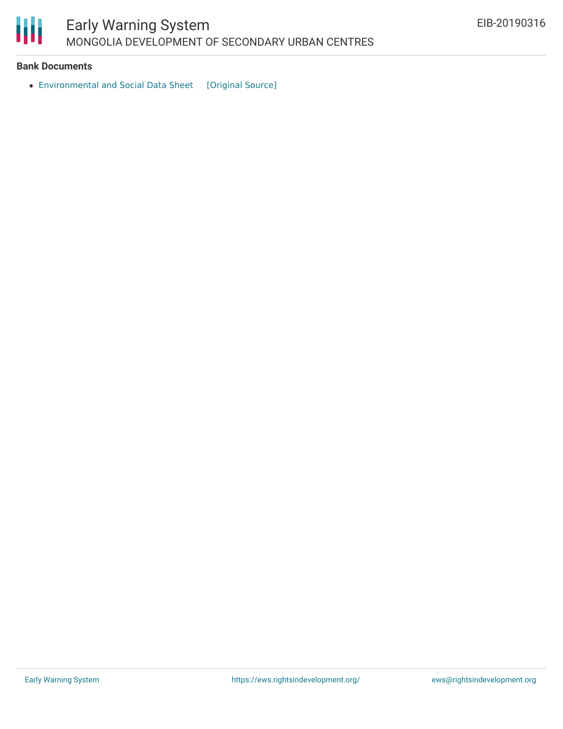**Bank Documents**

- Environmental and Social Data Sheet [Original Source]